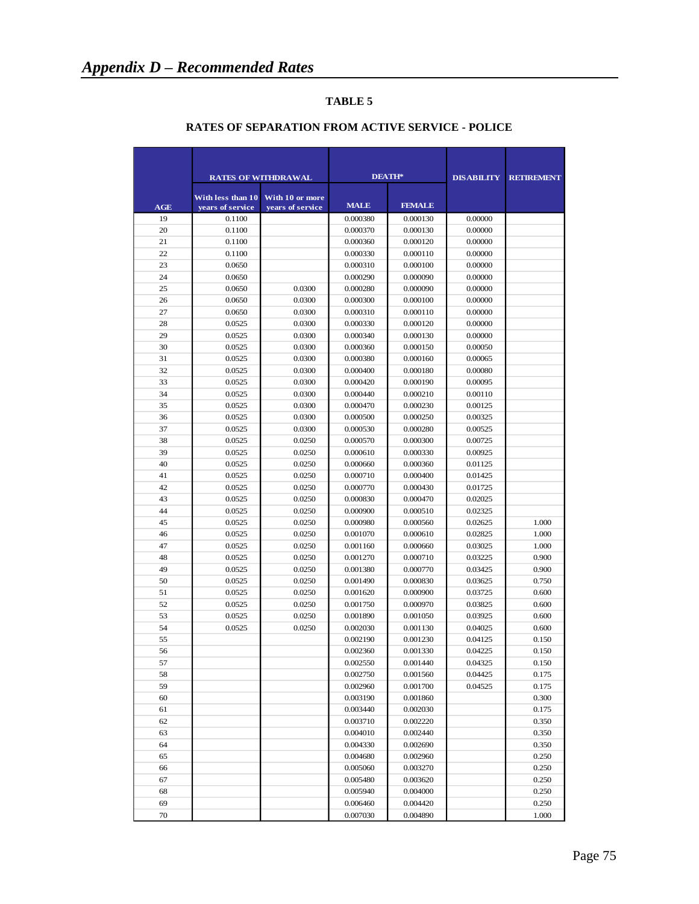## *Appendix D – Recommended Rates*

### TABLE 5

### RATES OF SEPARATION FROM ACTIVE SERVICE - POLICE

| AGE | RATES OF WITHDRAWAL | | DEATH* | | DISABILITY | RETIREMENT |
|---|---|---|---|---|---|---|
| | With less than 10 years of service | With 10 or more years of service | MALE | FEMALE | | |
| 19 | 0.1100 | | 0.000380 | 0.000130 | 0.00000 | |
| 20 | 0.1100 | | 0.000370 | 0.000130 | 0.00000 | |
| 21 | 0.1100 | | 0.000360 | 0.000120 | 0.00000 | |
| 22 | 0.1100 | | 0.000330 | 0.000110 | 0.00000 | |
| 23 | 0.0650 | | 0.000310 | 0.000100 | 0.00000 | |
| 24 | 0.0650 | | 0.000290 | 0.000090 | 0.00000 | |
| 25 | 0.0650 | 0.0300 | 0.000280 | 0.000090 | 0.00000 | |
| 26 | 0.0650 | 0.0300 | 0.000300 | 0.000100 | 0.00000 | |
| 27 | 0.0650 | 0.0300 | 0.000310 | 0.000110 | 0.00000 | |
| 28 | 0.0525 | 0.0300 | 0.000330 | 0.000120 | 0.00000 | |
| 29 | 0.0525 | 0.0300 | 0.000340 | 0.000130 | 0.00000 | |
| 30 | 0.0525 | 0.0300 | 0.000360 | 0.000150 | 0.00050 | |
| 31 | 0.0525 | 0.0300 | 0.000380 | 0.000160 | 0.00065 | |
| 32 | 0.0525 | 0.0300 | 0.000400 | 0.000180 | 0.00080 | |
| 33 | 0.0525 | 0.0300 | 0.000420 | 0.000190 | 0.00095 | |
| 34 | 0.0525 | 0.0300 | 0.000440 | 0.000210 | 0.00110 | |
| 35 | 0.0525 | 0.0300 | 0.000470 | 0.000230 | 0.00125 | |
| 36 | 0.0525 | 0.0300 | 0.000500 | 0.000250 | 0.00325 | |
| 37 | 0.0525 | 0.0300 | 0.000530 | 0.000280 | 0.00525 | |
| 38 | 0.0525 | 0.0250 | 0.000570 | 0.000300 | 0.00725 | |
| 39 | 0.0525 | 0.0250 | 0.000610 | 0.000330 | 0.00925 | |
| 40 | 0.0525 | 0.0250 | 0.000660 | 0.000360 | 0.01125 | |
| 41 | 0.0525 | 0.0250 | 0.000710 | 0.000400 | 0.01425 | |
| 42 | 0.0525 | 0.0250 | 0.000770 | 0.000430 | 0.01725 | |
| 43 | 0.0525 | 0.0250 | 0.000830 | 0.000470 | 0.02025 | |
| 44 | 0.0525 | 0.0250 | 0.000900 | 0.000510 | 0.02325 | |
| 45 | 0.0525 | 0.0250 | 0.000980 | 0.000560 | 0.02625 | 1.000 |
| 46 | 0.0525 | 0.0250 | 0.001070 | 0.000610 | 0.02825 | 1.000 |
| 47 | 0.0525 | 0.0250 | 0.001160 | 0.000660 | 0.03025 | 1.000 |
| 48 | 0.0525 | 0.0250 | 0.001270 | 0.000710 | 0.03225 | 0.900 |
| 49 | 0.0525 | 0.0250 | 0.001380 | 0.000770 | 0.03425 | 0.900 |
| 50 | 0.0525 | 0.0250 | 0.001490 | 0.000830 | 0.03625 | 0.750 |
| 51 | 0.0525 | 0.0250 | 0.001620 | 0.000900 | 0.03725 | 0.600 |
| 52 | 0.0525 | 0.0250 | 0.001750 | 0.000970 | 0.03825 | 0.600 |
| 53 | 0.0525 | 0.0250 | 0.001890 | 0.001050 | 0.03925 | 0.600 |
| 54 | 0.0525 | 0.0250 | 0.002030 | 0.001130 | 0.04025 | 0.600 |
| 55 | | | 0.002190 | 0.001230 | 0.04125 | 0.150 |
| 56 | | | 0.002360 | 0.001330 | 0.04225 | 0.150 |
| 57 | | | 0.002550 | 0.001440 | 0.04325 | 0.150 |
| 58 | | | 0.002750 | 0.001560 | 0.04425 | 0.175 |
| 59 | | | 0.002960 | 0.001700 | 0.04525 | 0.175 |
| 60 | | | 0.003190 | 0.001860 | | 0.300 |
| 61 | | | 0.003440 | 0.002030 | | 0.175 |
| 62 | | | 0.003710 | 0.002220 | | 0.350 |
| 63 | | | 0.004010 | 0.002440 | | 0.350 |
| 64 | | | 0.004330 | 0.002690 | | 0.350 |
| 65 | | | 0.004680 | 0.002960 | | 0.250 |
| 66 | | | 0.005060 | 0.003270 | | 0.250 |
| 67 | | | 0.005480 | 0.003620 | | 0.250 |
| 68 | | | 0.005940 | 0.004000 | | 0.250 |
| 69 | | | 0.006460 | 0.004420 | | 0.250 |
| 70 | | | 0.007030 | 0.004890 | | 1.000 |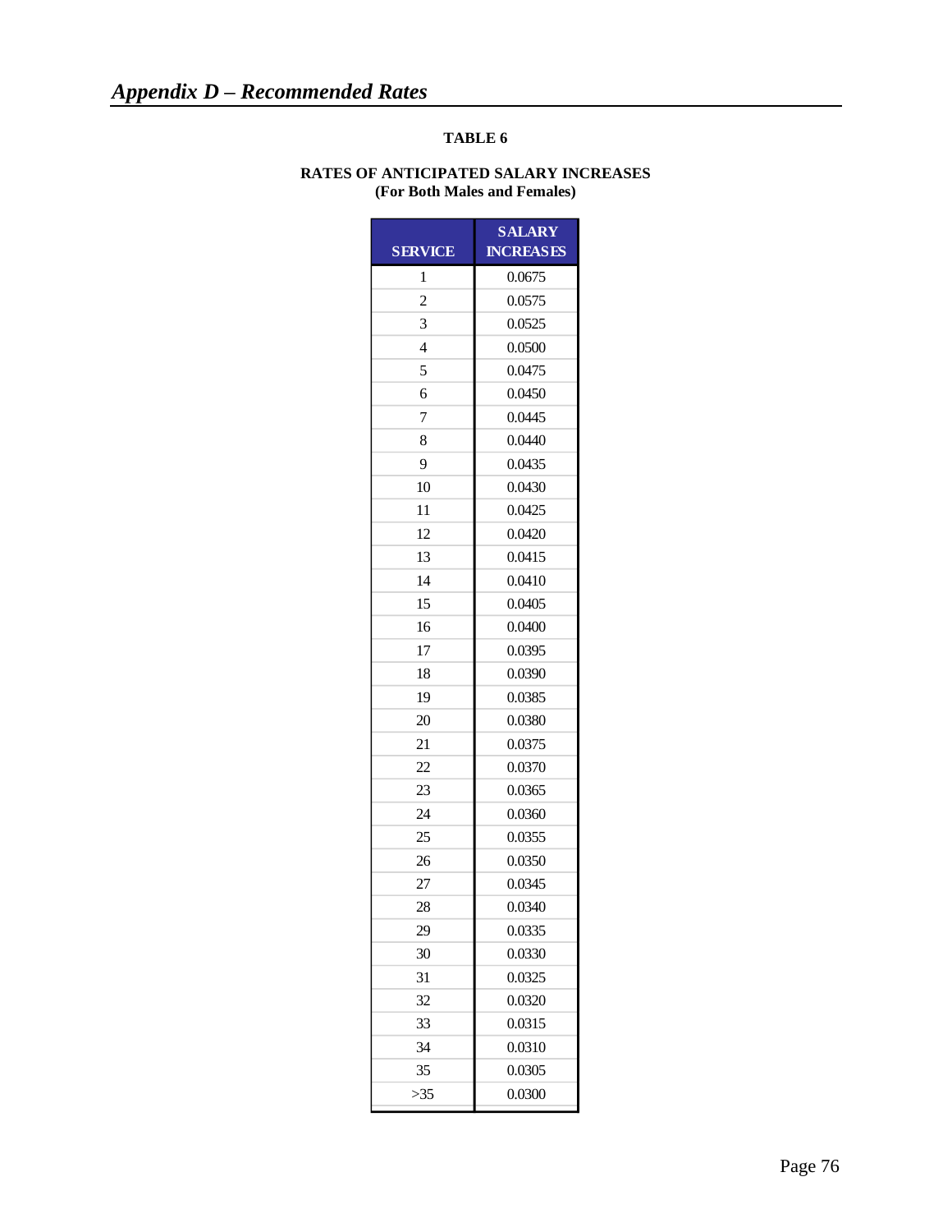# *Appendix D – Recommended Rates*

**TABLE 6**

**RATES OF ANTICIPATED SALARY INCREASES**
**(For Both Males and Females)**

| SERVICE | SALARY INCREASES |
|---|---|
| 1 | 0.0675 |
| 2 | 0.0575 |
| 3 | 0.0525 |
| 4 | 0.0500 |
| 5 | 0.0475 |
| 6 | 0.0450 |
| 7 | 0.0445 |
| 8 | 0.0440 |
| 9 | 0.0435 |
| 10 | 0.0430 |
| 11 | 0.0425 |
| 12 | 0.0420 |
| 13 | 0.0415 |
| 14 | 0.0410 |
| 15 | 0.0405 |
| 16 | 0.0400 |
| 17 | 0.0395 |
| 18 | 0.0390 |
| 19 | 0.0385 |
| 20 | 0.0380 |
| 21 | 0.0375 |
| 22 | 0.0370 |
| 23 | 0.0365 |
| 24 | 0.0360 |
| 25 | 0.0355 |
| 26 | 0.0350 |
| 27 | 0.0345 |
| 28 | 0.0340 |
| 29 | 0.0335 |
| 30 | 0.0330 |
| 31 | 0.0325 |
| 32 | 0.0320 |
| 33 | 0.0315 |
| 34 | 0.0310 |
| 35 | 0.0305 |
| >35 | 0.0300 |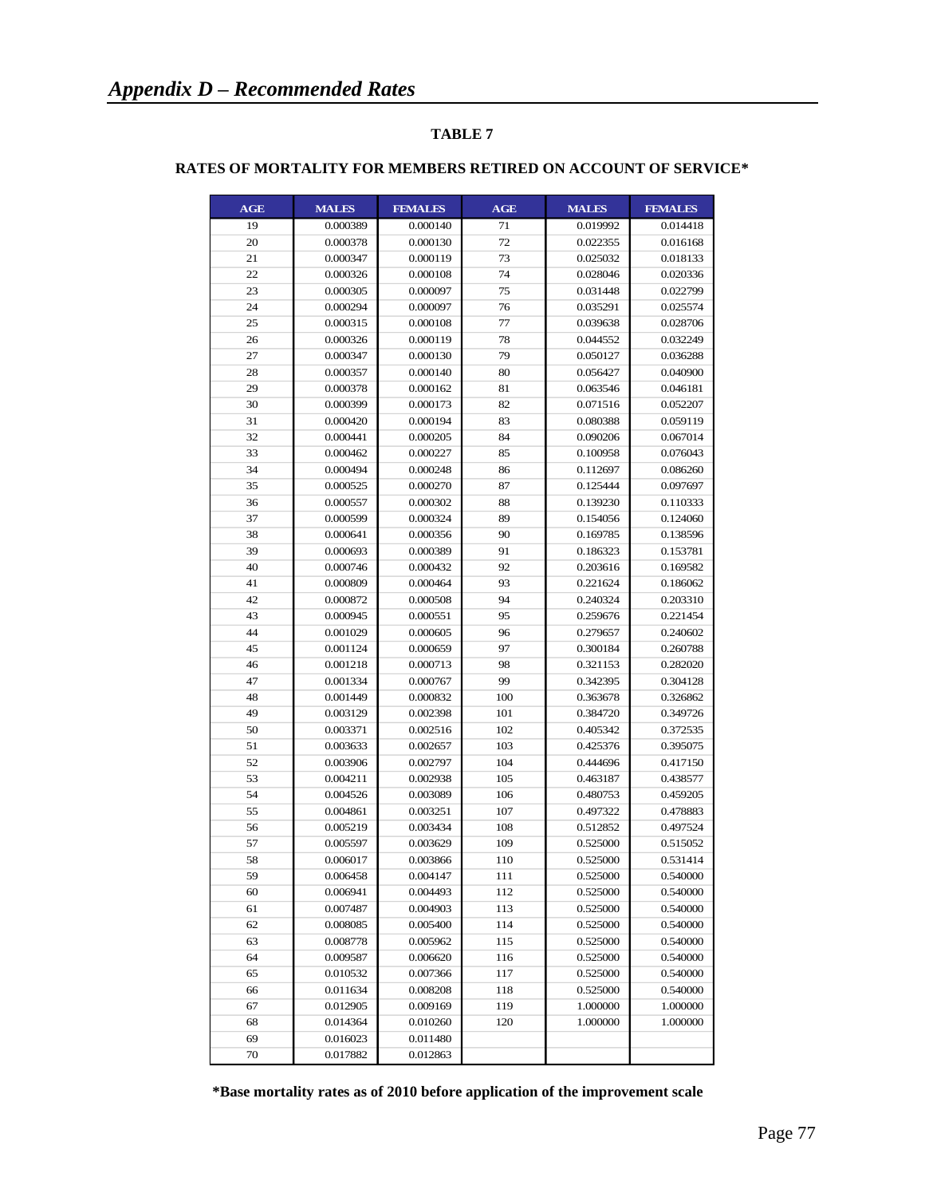## *Appendix D – Recommended Rates*

**TABLE 7**

**RATES OF MORTALITY FOR MEMBERS RETIRED ON ACCOUNT OF SERVICE***

| AGE | MALES | FEMALES | AGE | MALES | FEMALES |
|---|---|---|---|---|---|
| 19 | 0.000389 | 0.000140 | 71 | 0.019992 | 0.014418 |
| 20 | 0.000378 | 0.000130 | 72 | 0.022355 | 0.016168 |
| 21 | 0.000347 | 0.000119 | 73 | 0.025032 | 0.018133 |
| 22 | 0.000326 | 0.000108 | 74 | 0.028046 | 0.020336 |
| 23 | 0.000305 | 0.000097 | 75 | 0.031448 | 0.022799 |
| 24 | 0.000294 | 0.000097 | 76 | 0.035291 | 0.025574 |
| 25 | 0.000315 | 0.000108 | 77 | 0.039638 | 0.028706 |
| 26 | 0.000326 | 0.000119 | 78 | 0.044552 | 0.032249 |
| 27 | 0.000347 | 0.000130 | 79 | 0.050127 | 0.036288 |
| 28 | 0.000357 | 0.000140 | 80 | 0.056427 | 0.040900 |
| 29 | 0.000378 | 0.000162 | 81 | 0.063546 | 0.046181 |
| 30 | 0.000399 | 0.000173 | 82 | 0.071516 | 0.052207 |
| 31 | 0.000420 | 0.000194 | 83 | 0.080388 | 0.059119 |
| 32 | 0.000441 | 0.000205 | 84 | 0.090206 | 0.067014 |
| 33 | 0.000462 | 0.000227 | 85 | 0.100958 | 0.076043 |
| 34 | 0.000494 | 0.000248 | 86 | 0.112697 | 0.086260 |
| 35 | 0.000525 | 0.000270 | 87 | 0.125444 | 0.097697 |
| 36 | 0.000557 | 0.000302 | 88 | 0.139230 | 0.110333 |
| 37 | 0.000599 | 0.000324 | 89 | 0.154056 | 0.124060 |
| 38 | 0.000641 | 0.000356 | 90 | 0.169785 | 0.138596 |
| 39 | 0.000693 | 0.000389 | 91 | 0.186323 | 0.153781 |
| 40 | 0.000746 | 0.000432 | 92 | 0.203616 | 0.169582 |
| 41 | 0.000809 | 0.000464 | 93 | 0.221624 | 0.186062 |
| 42 | 0.000872 | 0.000508 | 94 | 0.240324 | 0.203310 |
| 43 | 0.000945 | 0.000551 | 95 | 0.259676 | 0.221454 |
| 44 | 0.001029 | 0.000605 | 96 | 0.279657 | 0.240602 |
| 45 | 0.001124 | 0.000659 | 97 | 0.300184 | 0.260788 |
| 46 | 0.001218 | 0.000713 | 98 | 0.321153 | 0.282020 |
| 47 | 0.001334 | 0.000767 | 99 | 0.342395 | 0.304128 |
| 48 | 0.001449 | 0.000832 | 100 | 0.363678 | 0.326862 |
| 49 | 0.003129 | 0.002398 | 101 | 0.384720 | 0.349726 |
| 50 | 0.003371 | 0.002516 | 102 | 0.405342 | 0.372535 |
| 51 | 0.003633 | 0.002657 | 103 | 0.425376 | 0.395075 |
| 52 | 0.003906 | 0.002797 | 104 | 0.444696 | 0.417150 |
| 53 | 0.004211 | 0.002938 | 105 | 0.463187 | 0.438577 |
| 54 | 0.004526 | 0.003089 | 106 | 0.480753 | 0.459205 |
| 55 | 0.004861 | 0.003251 | 107 | 0.497322 | 0.478883 |
| 56 | 0.005219 | 0.003434 | 108 | 0.512852 | 0.497524 |
| 57 | 0.005597 | 0.003629 | 109 | 0.525000 | 0.515052 |
| 58 | 0.006017 | 0.003866 | 110 | 0.525000 | 0.531414 |
| 59 | 0.006458 | 0.004147 | 111 | 0.525000 | 0.540000 |
| 60 | 0.006941 | 0.004493 | 112 | 0.525000 | 0.540000 |
| 61 | 0.007487 | 0.004903 | 113 | 0.525000 | 0.540000 |
| 62 | 0.008085 | 0.005400 | 114 | 0.525000 | 0.540000 |
| 63 | 0.008778 | 0.005962 | 115 | 0.525000 | 0.540000 |
| 64 | 0.009587 | 0.006620 | 116 | 0.525000 | 0.540000 |
| 65 | 0.010532 | 0.007366 | 117 | 0.525000 | 0.540000 |
| 66 | 0.011634 | 0.008208 | 118 | 0.525000 | 0.540000 |
| 67 | 0.012905 | 0.009169 | 119 | 1.000000 | 1.000000 |
| 68 | 0.014364 | 0.010260 | 120 | 1.000000 | 1.000000 |
| 69 | 0.016023 | 0.011480 | | | |
| 70 | 0.017882 | 0.012863 | | | |

***Base mortality rates as of 2010 before application of the improvement scale**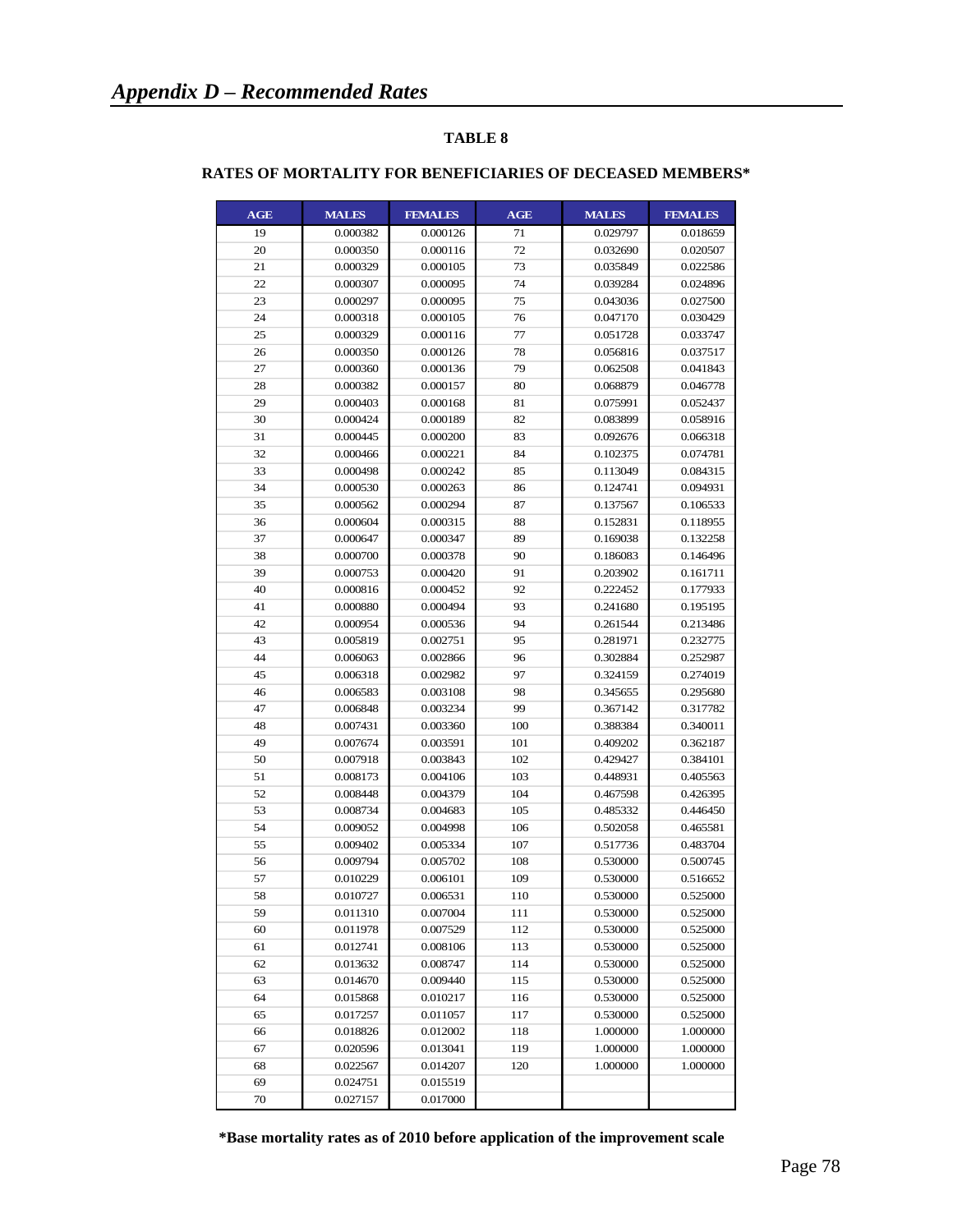# *Appendix D – Recommended Rates*

**TABLE 8**

**RATES OF MORTALITY FOR BENEFICIARIES OF DECEASED MEMBERS***

| AGE | MALES | FEMALES | AGE | MALES | FEMALES |
|---|---|---|---|---|---|
| 19 | 0.000382 | 0.000126 | 71 | 0.029797 | 0.018659 |
| 20 | 0.000350 | 0.000116 | 72 | 0.032690 | 0.020507 |
| 21 | 0.000329 | 0.000105 | 73 | 0.035849 | 0.022586 |
| 22 | 0.000307 | 0.000095 | 74 | 0.039284 | 0.024896 |
| 23 | 0.000297 | 0.000095 | 75 | 0.043036 | 0.027500 |
| 24 | 0.000318 | 0.000105 | 76 | 0.047170 | 0.030429 |
| 25 | 0.000329 | 0.000116 | 77 | 0.051728 | 0.033747 |
| 26 | 0.000350 | 0.000126 | 78 | 0.056816 | 0.037517 |
| 27 | 0.000360 | 0.000136 | 79 | 0.062508 | 0.041843 |
| 28 | 0.000382 | 0.000157 | 80 | 0.068879 | 0.046778 |
| 29 | 0.000403 | 0.000168 | 81 | 0.075991 | 0.052437 |
| 30 | 0.000424 | 0.000189 | 82 | 0.083899 | 0.058916 |
| 31 | 0.000445 | 0.000200 | 83 | 0.092676 | 0.066318 |
| 32 | 0.000466 | 0.000221 | 84 | 0.102375 | 0.074781 |
| 33 | 0.000498 | 0.000242 | 85 | 0.113049 | 0.084315 |
| 34 | 0.000530 | 0.000263 | 86 | 0.124741 | 0.094931 |
| 35 | 0.000562 | 0.000294 | 87 | 0.137567 | 0.106533 |
| 36 | 0.000604 | 0.000315 | 88 | 0.152831 | 0.118955 |
| 37 | 0.000647 | 0.000347 | 89 | 0.169038 | 0.132258 |
| 38 | 0.000700 | 0.000378 | 90 | 0.186083 | 0.146496 |
| 39 | 0.000753 | 0.000420 | 91 | 0.203902 | 0.161711 |
| 40 | 0.000816 | 0.000452 | 92 | 0.222452 | 0.177933 |
| 41 | 0.000880 | 0.000494 | 93 | 0.241680 | 0.195195 |
| 42 | 0.000954 | 0.000536 | 94 | 0.261544 | 0.213486 |
| 43 | 0.005819 | 0.002751 | 95 | 0.281971 | 0.232775 |
| 44 | 0.006063 | 0.002866 | 96 | 0.302884 | 0.252987 |
| 45 | 0.006318 | 0.002982 | 97 | 0.324159 | 0.274019 |
| 46 | 0.006583 | 0.003108 | 98 | 0.345655 | 0.295680 |
| 47 | 0.006848 | 0.003234 | 99 | 0.367142 | 0.317782 |
| 48 | 0.007431 | 0.003360 | 100 | 0.388384 | 0.340011 |
| 49 | 0.007674 | 0.003591 | 101 | 0.409202 | 0.362187 |
| 50 | 0.007918 | 0.003843 | 102 | 0.429427 | 0.384101 |
| 51 | 0.008173 | 0.004106 | 103 | 0.448931 | 0.405563 |
| 52 | 0.008448 | 0.004379 | 104 | 0.467598 | 0.426395 |
| 53 | 0.008734 | 0.004683 | 105 | 0.485332 | 0.446450 |
| 54 | 0.009052 | 0.004998 | 106 | 0.502058 | 0.465581 |
| 55 | 0.009402 | 0.005334 | 107 | 0.517736 | 0.483704 |
| 56 | 0.009794 | 0.005702 | 108 | 0.530000 | 0.500745 |
| 57 | 0.010229 | 0.006101 | 109 | 0.530000 | 0.516652 |
| 58 | 0.010727 | 0.006531 | 110 | 0.530000 | 0.525000 |
| 59 | 0.011310 | 0.007004 | 111 | 0.530000 | 0.525000 |
| 60 | 0.011978 | 0.007529 | 112 | 0.530000 | 0.525000 |
| 61 | 0.012741 | 0.008106 | 113 | 0.530000 | 0.525000 |
| 62 | 0.013632 | 0.008747 | 114 | 0.530000 | 0.525000 |
| 63 | 0.014670 | 0.009440 | 115 | 0.530000 | 0.525000 |
| 64 | 0.015868 | 0.010217 | 116 | 0.530000 | 0.525000 |
| 65 | 0.017257 | 0.011057 | 117 | 0.530000 | 0.525000 |
| 66 | 0.018826 | 0.012002 | 118 | 1.000000 | 1.000000 |
| 67 | 0.020596 | 0.013041 | 119 | 1.000000 | 1.000000 |
| 68 | 0.022567 | 0.014207 | 120 | 1.000000 | 1.000000 |
| 69 | 0.024751 | 0.015519 | | | |
| 70 | 0.027157 | 0.017000 | | | |

***Base mortality rates as of 2010 before application of the improvement scale**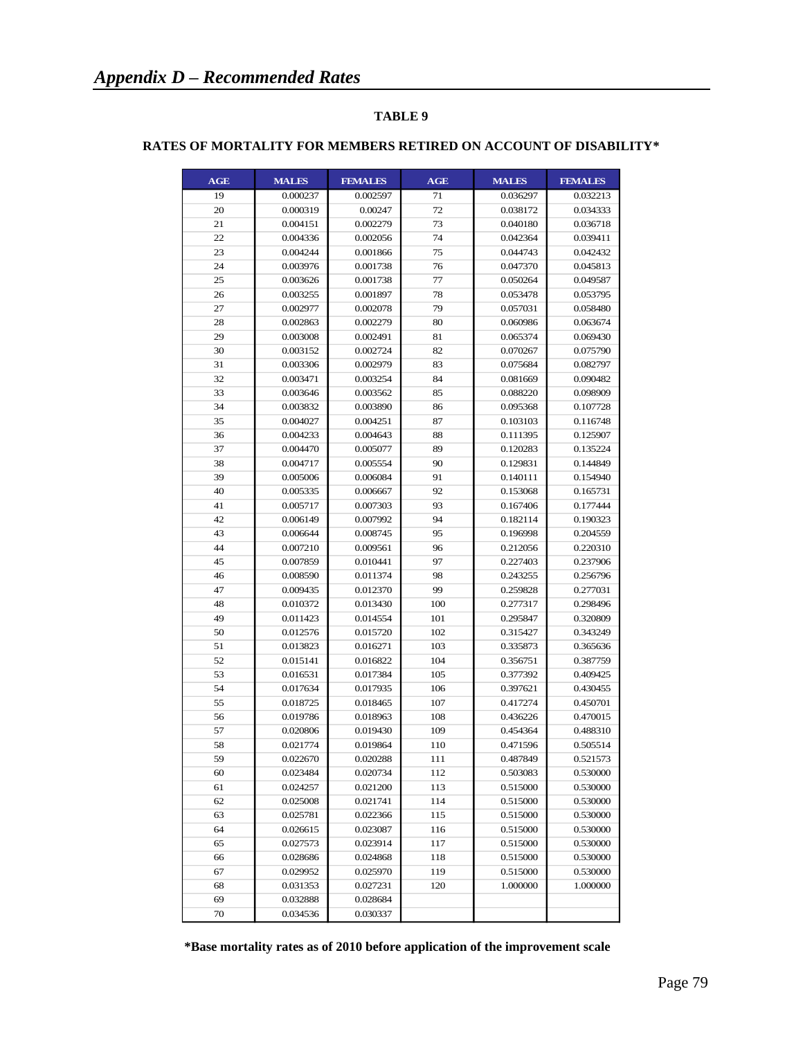## *Appendix D – Recommended Rates*

**TABLE 9**

**RATES OF MORTALITY FOR MEMBERS RETIRED ON ACCOUNT OF DISABILITY***

| AGE | MALES | FEMALES | AGE | MALES | FEMALES |
|---|---|---|---|---|---|
| 19 | 0.000237 | 0.002597 | 71 | 0.036297 | 0.032213 |
| 20 | 0.000319 | 0.00247 | 72 | 0.038172 | 0.034333 |
| 21 | 0.004151 | 0.002279 | 73 | 0.040180 | 0.036718 |
| 22 | 0.004336 | 0.002056 | 74 | 0.042364 | 0.039411 |
| 23 | 0.004244 | 0.001866 | 75 | 0.044743 | 0.042432 |
| 24 | 0.003976 | 0.001738 | 76 | 0.047370 | 0.045813 |
| 25 | 0.003626 | 0.001738 | 77 | 0.050264 | 0.049587 |
| 26 | 0.003255 | 0.001897 | 78 | 0.053478 | 0.053795 |
| 27 | 0.002977 | 0.002078 | 79 | 0.057031 | 0.058480 |
| 28 | 0.002863 | 0.002279 | 80 | 0.060986 | 0.063674 |
| 29 | 0.003008 | 0.002491 | 81 | 0.065374 | 0.069430 |
| 30 | 0.003152 | 0.002724 | 82 | 0.070267 | 0.075790 |
| 31 | 0.003306 | 0.002979 | 83 | 0.075684 | 0.082797 |
| 32 | 0.003471 | 0.003254 | 84 | 0.081669 | 0.090482 |
| 33 | 0.003646 | 0.003562 | 85 | 0.088220 | 0.098909 |
| 34 | 0.003832 | 0.003890 | 86 | 0.095368 | 0.107728 |
| 35 | 0.004027 | 0.004251 | 87 | 0.103103 | 0.116748 |
| 36 | 0.004233 | 0.004643 | 88 | 0.111395 | 0.125907 |
| 37 | 0.004470 | 0.005077 | 89 | 0.120283 | 0.135224 |
| 38 | 0.004717 | 0.005554 | 90 | 0.129831 | 0.144849 |
| 39 | 0.005006 | 0.006084 | 91 | 0.140111 | 0.154940 |
| 40 | 0.005335 | 0.006667 | 92 | 0.153068 | 0.165731 |
| 41 | 0.005717 | 0.007303 | 93 | 0.167406 | 0.177444 |
| 42 | 0.006149 | 0.007992 | 94 | 0.182114 | 0.190323 |
| 43 | 0.006644 | 0.008745 | 95 | 0.196998 | 0.204559 |
| 44 | 0.007210 | 0.009561 | 96 | 0.212056 | 0.220310 |
| 45 | 0.007859 | 0.010441 | 97 | 0.227403 | 0.237906 |
| 46 | 0.008590 | 0.011374 | 98 | 0.243255 | 0.256796 |
| 47 | 0.009435 | 0.012370 | 99 | 0.259828 | 0.277031 |
| 48 | 0.010372 | 0.013430 | 100 | 0.277317 | 0.298496 |
| 49 | 0.011423 | 0.014554 | 101 | 0.295847 | 0.320809 |
| 50 | 0.012576 | 0.015720 | 102 | 0.315427 | 0.343249 |
| 51 | 0.013823 | 0.016271 | 103 | 0.335873 | 0.365636 |
| 52 | 0.015141 | 0.016822 | 104 | 0.356751 | 0.387759 |
| 53 | 0.016531 | 0.017384 | 105 | 0.377392 | 0.409425 |
| 54 | 0.017634 | 0.017935 | 106 | 0.397621 | 0.430455 |
| 55 | 0.018725 | 0.018465 | 107 | 0.417274 | 0.450701 |
| 56 | 0.019786 | 0.018963 | 108 | 0.436226 | 0.470015 |
| 57 | 0.020806 | 0.019430 | 109 | 0.454364 | 0.488310 |
| 58 | 0.021774 | 0.019864 | 110 | 0.471596 | 0.505514 |
| 59 | 0.022670 | 0.020288 | 111 | 0.487849 | 0.521573 |
| 60 | 0.023484 | 0.020734 | 112 | 0.503083 | 0.530000 |
| 61 | 0.024257 | 0.021200 | 113 | 0.515000 | 0.530000 |
| 62 | 0.025008 | 0.021741 | 114 | 0.515000 | 0.530000 |
| 63 | 0.025781 | 0.022366 | 115 | 0.515000 | 0.530000 |
| 64 | 0.026615 | 0.023087 | 116 | 0.515000 | 0.530000 |
| 65 | 0.027573 | 0.023914 | 117 | 0.515000 | 0.530000 |
| 66 | 0.028686 | 0.024868 | 118 | 0.515000 | 0.530000 |
| 67 | 0.029952 | 0.025970 | 119 | 0.515000 | 0.530000 |
| 68 | 0.031353 | 0.027231 | 120 | 1.000000 | 1.000000 |
| 69 | 0.032888 | 0.028684 | | | |
| 70 | 0.034536 | 0.030337 | | | |

**\*Base mortality rates as of 2010 before application of the improvement scale**